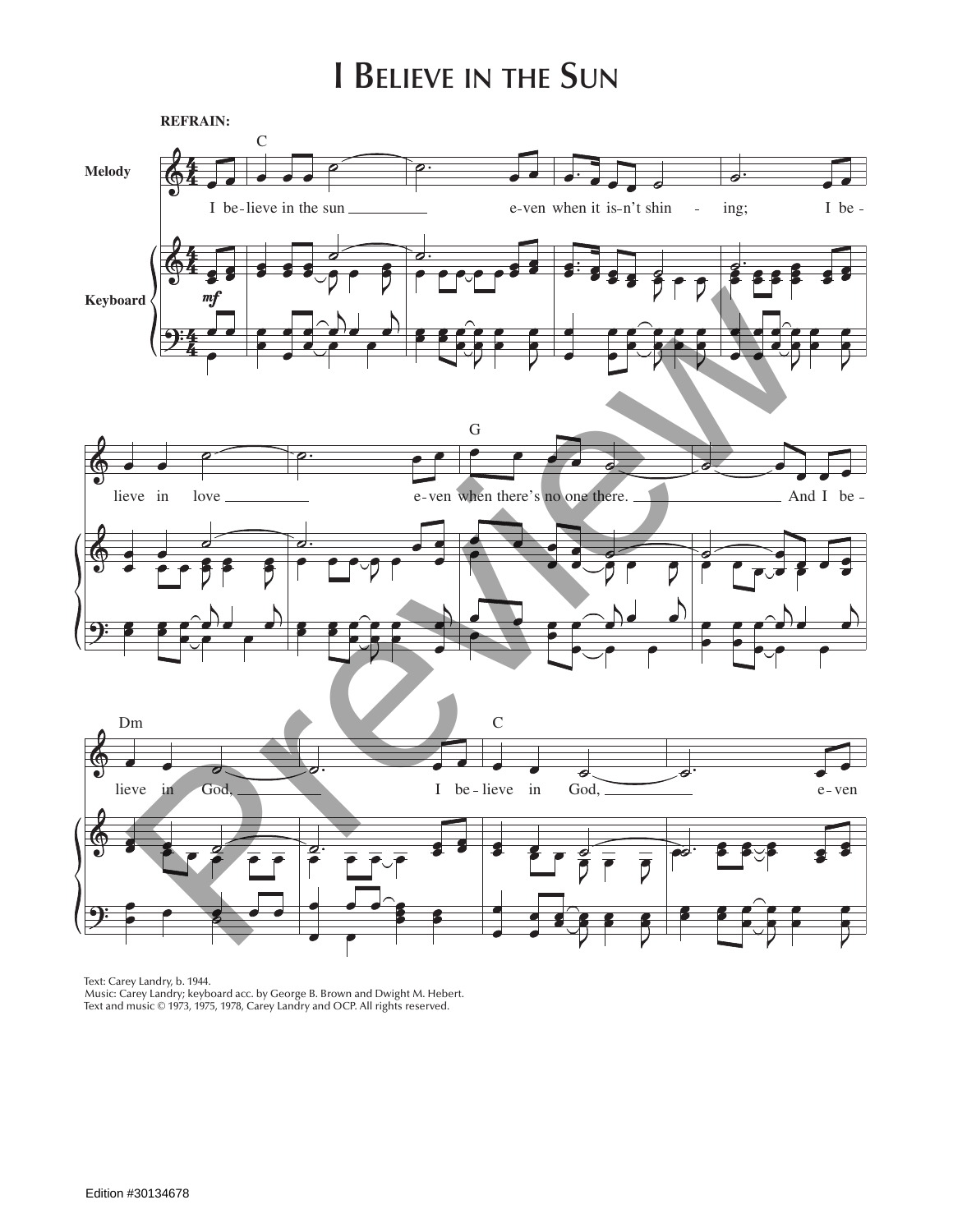# I Believe in the Sun

**REFRAIN:**

Text: Carey Landry, b. 1944.
Music: Carey Landry; keyboard acc. by George B. Brown and Dwight M. Hebert.
Text and music © 1973, 1975, 1978, Carey Landry and OCP. All rights reserved.

Edition #30134678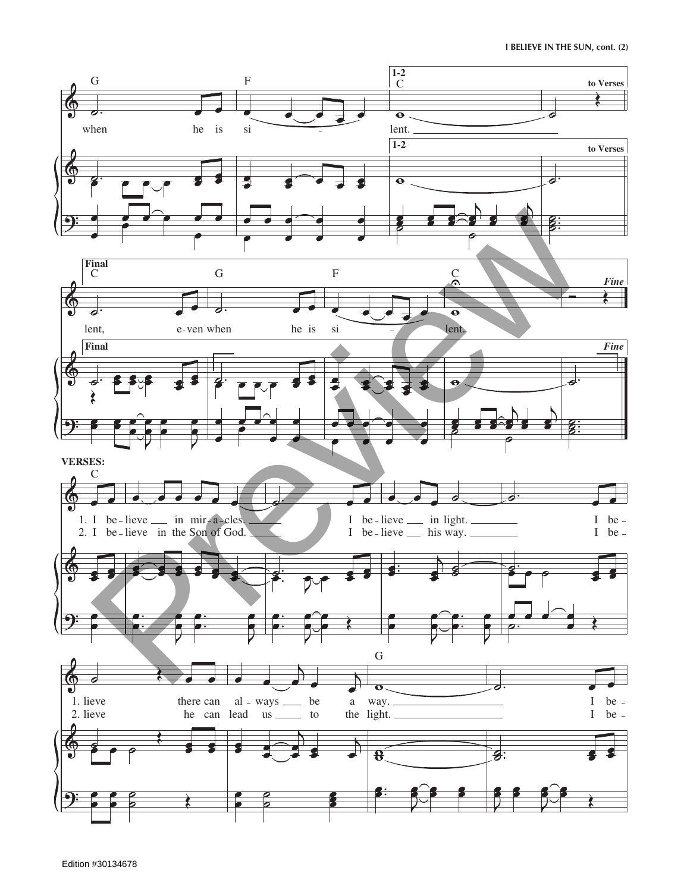G F 1-2 C *to Verses*

when he is si - lent.

**Final**

C G F C *Fine*

lent, e-ven when he is si - lent.

**VERSES:**

C

1. I be-lieve in mir-a-cles. I be-lieve in light. I be-
2. I be-lieve in the Son of God. I be-lieve his way. I be-

G

1. lieve there can al-ways be a way. I be-
2. lieve he can lead us to the light. I be-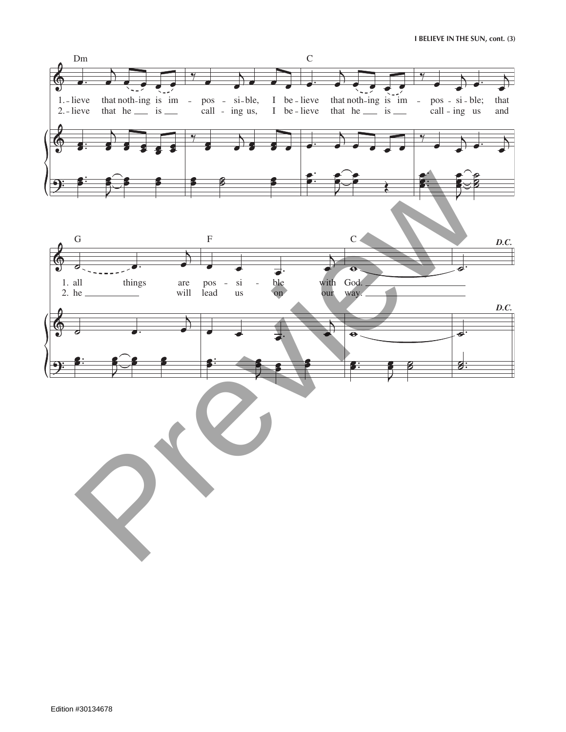Dm C

1. -lieve that noth-ing is im - pos - si-ble, I be-lieve that noth-ing is im - pos - si-ble; that
2. -lieve that he is call - ing us, I be-lieve that he is call - ing us and

G F C *D.C.*

1. all things are pos - si - ble with God.
2. he will lead us on our way.

*D.C.*

Edition #30134678